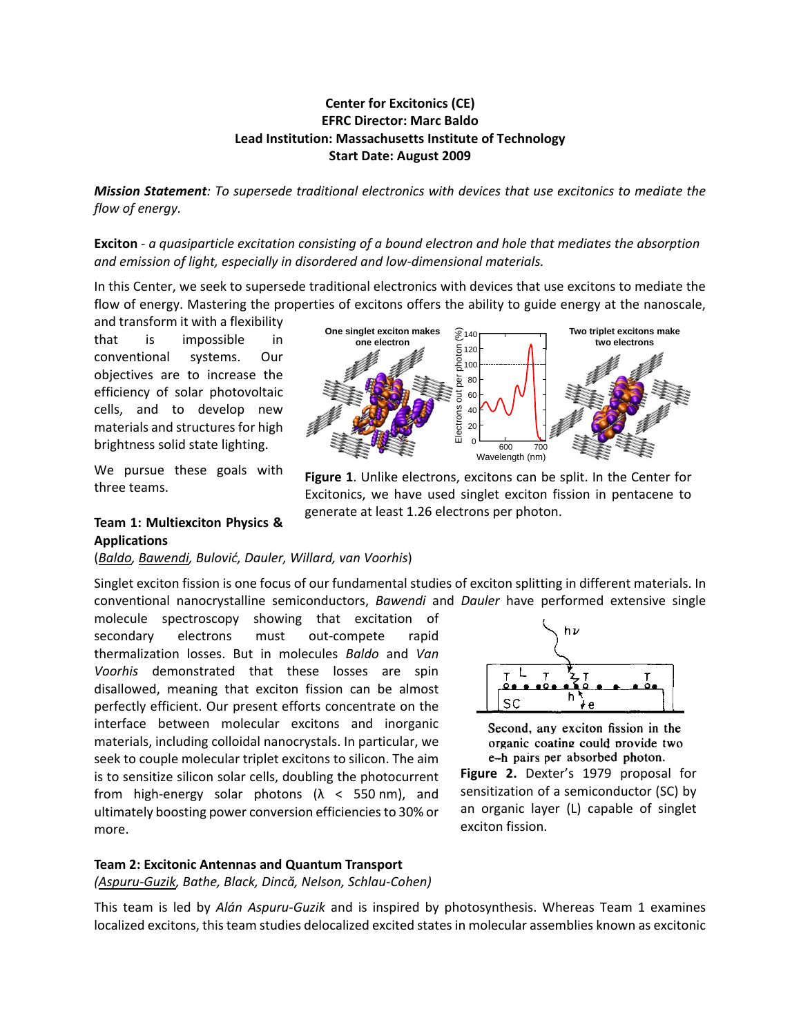**Center for Excitonics (CE)**
**EFRC Director: Marc Baldo**
**Lead Institution: Massachusetts Institute of Technology**
**Start Date: August 2009**

***Mission Statement**: To supersede traditional electronics with devices that use excitonics to mediate the flow of energy.*

**Exciton** - *a quasiparticle excitation consisting of a bound electron and hole that mediates the absorption and emission of light, especially in disordered and low-dimensional materials.*

In this Center, we seek to supersede traditional electronics with devices that use excitons to mediate the flow of energy. Mastering the properties of excitons offers the ability to guide energy at the nanoscale, and transform it with a flexibility that is impossible in conventional systems. Our objectives are to increase the efficiency of solar photovoltaic cells, and to develop new materials and structures for high brightness solid state lighting.

We pursue these goals with three teams.

**Figure 1**. Unlike electrons, excitons can be split. In the Center for Excitonics, we have used singlet exciton fission in pentacene to generate at least 1.26 electrons per photon.

### Team 1: Multiexciton Physics & Applications

(*Baldo, Bawendi,* Bulović, Dauler, Willard, van Voorhis)

Singlet exciton fission is one focus of our fundamental studies of exciton splitting in different materials. In conventional nanocrystalline semiconductors, *Bawendi* and *Dauler* have performed extensive single molecule spectroscopy showing that excitation of secondary electrons must out-compete rapid thermalization losses. But in molecules *Baldo* and *Van Voorhis* demonstrated that these losses are spin disallowed, meaning that exciton fission can be almost perfectly efficient. Our present efforts concentrate on the interface between molecular excitons and inorganic materials, including colloidal nanocrystals. In particular, we seek to couple molecular triplet excitons to silicon. The aim is to sensitize silicon solar cells, doubling the photocurrent from high-energy solar photons (λ < 550 nm), and ultimately boosting power conversion efficiencies to 30% or more.

**Figure 2.** Dexter's 1979 proposal for sensitization of a semiconductor (SC) by an organic layer (L) capable of singlet exciton fission.

### Team 2: Excitonic Antennas and Quantum Transport

*(Aspuru-Guzik, Bathe, Black, Dincă, Nelson, Schlau-Cohen)*

This team is led by *Alán Aspuru-Guzik* and is inspired by photosynthesis. Whereas Team 1 examines localized excitons, this team studies delocalized excited states in molecular assemblies known as excitonic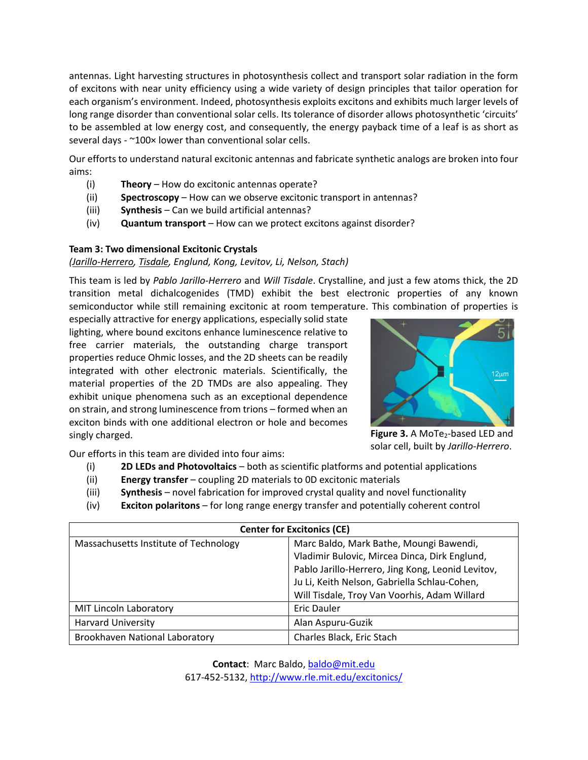antennas. Light harvesting structures in photosynthesis collect and transport solar radiation in the form of excitons with near unity efficiency using a wide variety of design principles that tailor operation for each organism's environment. Indeed, photosynthesis exploits excitons and exhibits much larger levels of long range disorder than conventional solar cells. Its tolerance of disorder allows photosynthetic 'circuits' to be assembled at low energy cost, and consequently, the energy payback time of a leaf is as short as several days - ~100× lower than conventional solar cells.

Our efforts to understand natural excitonic antennas and fabricate synthetic analogs are broken into four aims:

(i) **Theory** – How do excitonic antennas operate?
(ii) **Spectroscopy** – How can we observe excitonic transport in antennas?
(iii) **Synthesis** – Can we build artificial antennas?
(iv) **Quantum transport** – How can we protect excitons against disorder?

**Team 3: Two dimensional Excitonic Crystals**

*(Jarillo-Herrero, Tisdale, Englund, Kong, Levitov, Li, Nelson, Stach)*

This team is led by *Pablo Jarillo-Herrero* and *Will Tisdale*. Crystalline, and just a few atoms thick, the 2D transition metal dichalcogenides (TMD) exhibit the best electronic properties of any known semiconductor while still remaining excitonic at room temperature. This combination of properties is especially attractive for energy applications, especially solid state lighting, where bound excitons enhance luminescence relative to free carrier materials, the outstanding charge transport properties reduce Ohmic losses, and the 2D sheets can be readily integrated with other electronic materials. Scientifically, the material properties of the 2D TMDs are also appealing. They exhibit unique phenomena such as an exceptional dependence on strain, and strong luminescence from trions – formed when an exciton binds with one additional electron or hole and becomes singly charged.

**Figure 3.** A $MoTe_2$-based LED and solar cell, built by *Jarillo-Herrero*.

Our efforts in this team are divided into four aims:

(i) **2D LEDs and Photovoltaics** – both as scientific platforms and potential applications
(ii) **Energy transfer** – coupling 2D materials to 0D excitonic materials
(iii) **Synthesis** – novel fabrication for improved crystal quality and novel functionality
(iv) **Exciton polaritons** – for long range energy transfer and potentially coherent control

| **Center for Excitonics (CE)** | |
|---|---|
| Massachusetts Institute of Technology | Marc Baldo, Mark Bathe, Moungi Bawendi, Vladimir Bulovic, Mircea Dinca, Dirk Englund, Pablo Jarillo-Herrero, Jing Kong, Leonid Levitov, Ju Li, Keith Nelson, Gabriella Schlau-Cohen, Will Tisdale, Troy Van Voorhis, Adam Willard |
| MIT Lincoln Laboratory | Eric Dauler |
| Harvard University | Alan Aspuru-Guzik |
| Brookhaven National Laboratory | Charles Black, Eric Stach |

**Contact**: Marc Baldo, baldo@mit.edu
617-452-5132, http://www.rle.mit.edu/excitonics/